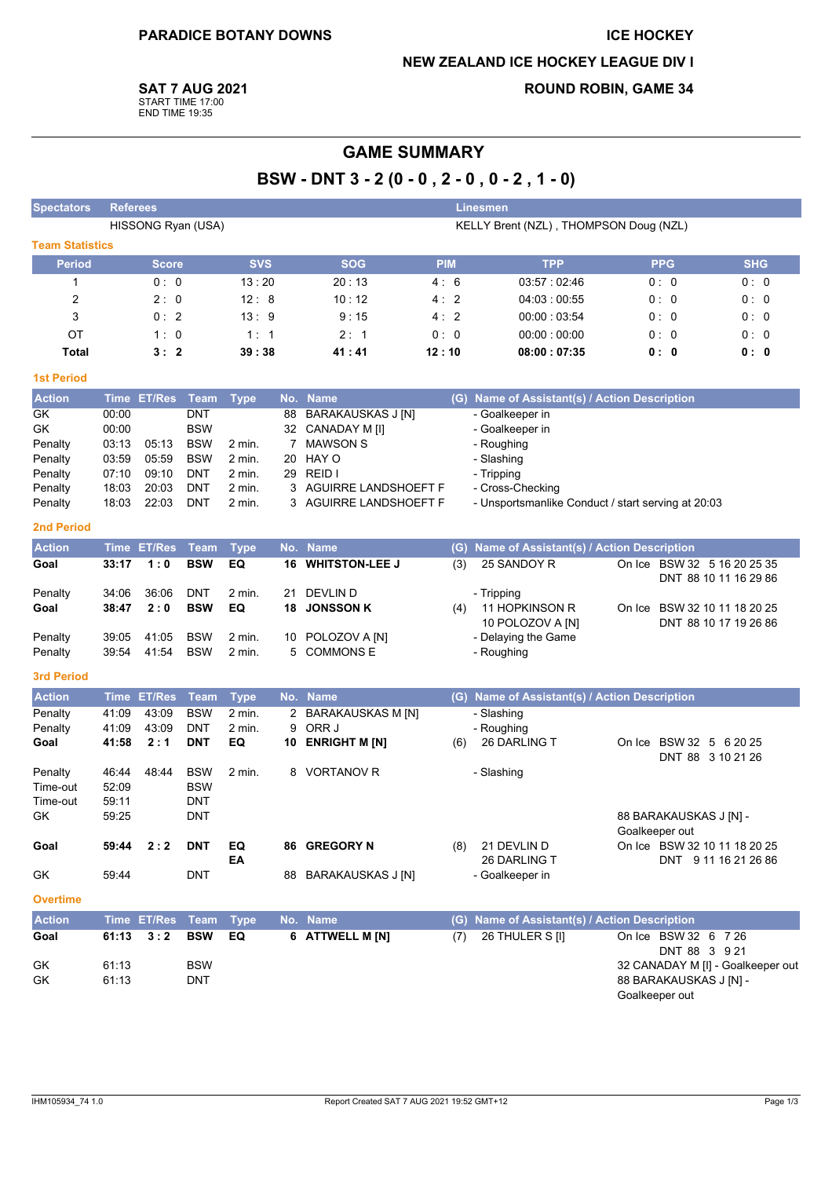**PARADICE BOTANY DOWNS**

**ICE HOCKEY**

**NEW ZEALAND ICE HOCKEY LEAGUE DIV I**

**SAT 7 AUG 2021**
START TIME 17:00
END TIME 19:35

**ROUND ROBIN, GAME 34**

# GAME SUMMARY

## BSW - DNT 3 - 2 (0 - 0 , 2 - 0 , 0 - 2 , 1 - 0)

| Spectators | Referees | Linesmen |
|---|---|---|
| | HISSONG Ryan (USA) | KELLY Brent (NZL) , THOMPSON Doug (NZL) |

### Team Statistics

| Period | Score | SVS | SOG | PIM | TPP | PPG | SHG |
|---|---|---|---|---|---|---|---|
| 1 | 0 : 0 | 13 : 20 | 20 : 13 | 4 : 6 | 03:57 : 02:46 | 0 : 0 | 0 : 0 |
| 2 | 2 : 0 | 12 : 8 | 10 : 12 | 4 : 2 | 04:03 : 00:55 | 0 : 0 | 0 : 0 |
| 3 | 0 : 2 | 13 : 9 | 9 : 15 | 4 : 2 | 00:00 : 03:54 | 0 : 0 | 0 : 0 |
| OT | 1 : 0 | 1 : 1 | 2 : 1 | 0 : 0 | 00:00 : 00:00 | 0 : 0 | 0 : 0 |
| **Total** | **3 : 2** | **39 : 38** | **41 : 41** | **12 : 10** | **08:00 : 07:35** | **0 : 0** | **0 : 0** |

### 1st Period

| Action | Time | ET/Res | Team | Type | No. | Name | (G) | Name of Assistant(s) / Action Description | |
|---|---|---|---|---|---|---|---|---|---|
| GK | 00:00 | | DNT | | 88 | BARAKAUSKAS J [N] | | - Goalkeeper in | |
| GK | 00:00 | | BSW | | 32 | CANADAY M [I] | | - Goalkeeper in | |
| Penalty | 03:13 | 05:13 | BSW | 2 min. | 7 | MAWSON S | | - Roughing | |
| Penalty | 03:59 | 05:59 | BSW | 2 min. | 20 | HAY O | | - Slashing | |
| Penalty | 07:10 | 09:10 | DNT | 2 min. | 29 | REID I | | - Tripping | |
| Penalty | 18:03 | 20:03 | DNT | 2 min. | 3 | AGUIRRE LANDSHOEFT F | | - Cross-Checking | |
| Penalty | 18:03 | 22:03 | DNT | 2 min. | 3 | AGUIRRE LANDSHOEFT F | | - Unsportsmanlike Conduct / start serving at 20:03 | |

### 2nd Period

| Action | Time | ET/Res | Team | Type | No. | Name | (G) | Name of Assistant(s) / Action Description | |
|---|---|---|---|---|---|---|---|---|---|
| **Goal** | **33:17** | **1 : 0** | **BSW** | **EQ** | **16** | **WHITSTON-LEE J** | (3) | 25 SANDOY R | On Ice BSW 32 5 16 20 25 35 DNT 88 10 11 16 29 86 |
| Penalty | 34:06 | 36:06 | DNT | 2 min. | 21 | DEVLIN D | | - Tripping | |
| **Goal** | **38:47** | **2 : 0** | **BSW** | **EQ** | **18** | **JONSSON K** | (4) | 11 HOPKINSON R, 10 POLOZOV A [N] | On Ice BSW 32 10 11 18 20 25 DNT 88 10 17 19 26 86 |
| Penalty | 39:05 | 41:05 | BSW | 2 min. | 10 | POLOZOV A [N] | | - Delaying the Game | |
| Penalty | 39:54 | 41:54 | BSW | 2 min. | 5 | COMMONS E | | - Roughing | |

### 3rd Period

| Action | Time | ET/Res | Team | Type | No. | Name | (G) | Name of Assistant(s) / Action Description | |
|---|---|---|---|---|---|---|---|---|---|
| Penalty | 41:09 | 43:09 | BSW | 2 min. | 2 | BARAKAUSKAS M [N] | | - Slashing | |
| Penalty | 41:09 | 43:09 | DNT | 2 min. | 9 | ORR J | | - Roughing | |
| **Goal** | **41:58** | **2 : 1** | **DNT** | **EQ** | **10** | **ENRIGHT M [N]** | (6) | 26 DARLING T | On Ice BSW 32 5 6 20 25 DNT 88 3 10 21 26 |
| Penalty | 46:44 | 48:44 | BSW | 2 min. | 8 | VORTANOV R | | - Slashing | |
| Time-out | 52:09 | | BSW | | | | | | |
| Time-out | 59:11 | | DNT | | | | | | |
| GK | 59:25 | | DNT | | | | | | 88 BARAKAUSKAS J [N] - Goalkeeper out |
| **Goal** | **59:44** | **2 : 2** | **DNT** | **EQ EA** | **86** | **GREGORY N** | (8) | 21 DEVLIN D, 26 DARLING T | On Ice BSW 32 10 11 18 20 25 DNT 9 11 16 21 26 86 |
| GK | 59:44 | | DNT | | 88 | BARAKAUSKAS J [N] | | - Goalkeeper in | |

### Overtime

| Action | Time | ET/Res | Team | Type | No. | Name | (G) | Name of Assistant(s) / Action Description | |
|---|---|---|---|---|---|---|---|---|---|
| **Goal** | **61:13** | **3 : 2** | **BSW** | **EQ** | **6** | **ATTWELL M [N]** | (7) | 26 THULER S [I] | On Ice BSW 32 6 7 26 DNT 88 3 9 21 |
| GK | 61:13 | | BSW | | | | | | 32 CANADAY M [I] - Goalkeeper out |
| GK | 61:13 | | DNT | | | | | | 88 BARAKAUSKAS J [N] - Goalkeeper out |

IHM105934_74 1.0 | Report Created SAT 7 AUG 2021 19:52 GMT+12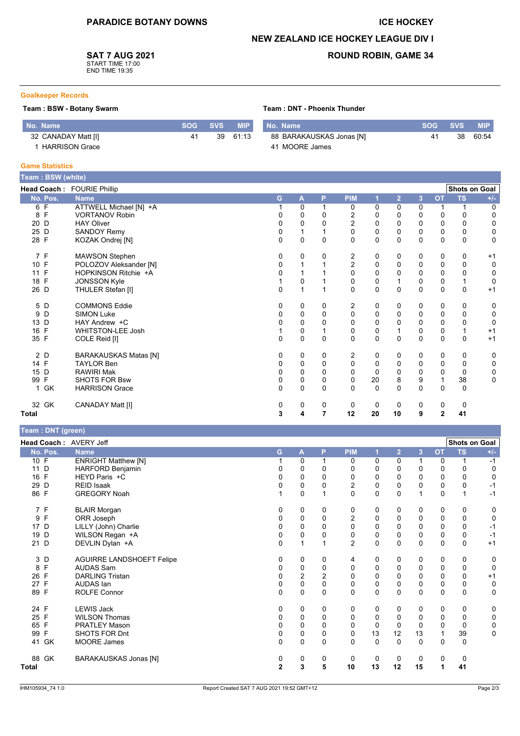# PARADICE BOTANY DOWNS

# ICE HOCKEY

## NEW ZEALAND ICE HOCKEY LEAGUE DIV I

## ROUND ROBIN, GAME 34

**SAT 7 AUG 2021**
START TIME 17:00
END TIME 19:35

### Goalkeeper Records

**Team : BSW - Botany Swarm**

| No. Name | SOG | SVS | MIP |
|---|---|---|---|
| 32 CANADAY Matt [I] | 41 | 39 | 61:13 |
| 1 HARRISON Grace | | | |

**Team : DNT - Phoenix Thunder**

| No. Name | SOG | SVS | MIP |
|---|---|---|---|
| 88 BARAKAUSKAS Jonas [N] | 41 | 38 | 60:54 |
| 41 MOORE James | | | |

### Game Statistics

**Team : BSW (white)**

**Head Coach :** FOURIE Phillip

| No. | Pos. | Name | G | A | P | PIM | 1 | 2 | 3 | OT | TS | +/- |
|---|---|---|---|---|---|---|---|---|---|---|---|---|
| 6 | F | ATTWELL Michael [N] +A | 1 | 0 | 1 | 0 | 0 | 0 | 0 | 1 | 1 | 0 |
| 8 | F | VORTANOV Robin | 0 | 0 | 0 | 2 | 0 | 0 | 0 | 0 | 0 | 0 |
| 20 | D | HAY Oliver | 0 | 0 | 0 | 2 | 0 | 0 | 0 | 0 | 0 | 0 |
| 25 | D | SANDOY Remy | 0 | 1 | 1 | 0 | 0 | 0 | 0 | 0 | 0 | 0 |
| 28 | F | KOZAK Ondrej [N] | 0 | 0 | 0 | 0 | 0 | 0 | 0 | 0 | 0 | 0 |
| 7 | F | MAWSON Stephen | 0 | 0 | 0 | 2 | 0 | 0 | 0 | 0 | 0 | +1 |
| 10 | F | POLOZOV Aleksander [N] | 0 | 1 | 1 | 2 | 0 | 0 | 0 | 0 | 0 | 0 |
| 11 | F | HOPKINSON Ritchie +A | 0 | 1 | 1 | 0 | 0 | 0 | 0 | 0 | 0 | 0 |
| 18 | F | JONSSON Kyle | 1 | 0 | 1 | 0 | 0 | 1 | 0 | 0 | 1 | 0 |
| 26 | D | THULER Stefan [I] | 0 | 1 | 1 | 0 | 0 | 0 | 0 | 0 | 0 | +1 |
| 5 | D | COMMONS Eddie | 0 | 0 | 0 | 2 | 0 | 0 | 0 | 0 | 0 | 0 |
| 9 | D | SIMON Luke | 0 | 0 | 0 | 0 | 0 | 0 | 0 | 0 | 0 | 0 |
| 13 | D | HAY Andrew +C | 0 | 0 | 0 | 0 | 0 | 0 | 0 | 0 | 0 | 0 |
| 16 | F | WHITSTON-LEE Josh | 1 | 0 | 1 | 0 | 0 | 1 | 0 | 0 | 1 | +1 |
| 35 | F | COLE Reid [I] | 0 | 0 | 0 | 0 | 0 | 0 | 0 | 0 | 0 | +1 |
| 2 | D | BARAKAUSKAS Matas [N] | 0 | 0 | 0 | 2 | 0 | 0 | 0 | 0 | 0 | 0 |
| 14 | F | TAYLOR Ben | 0 | 0 | 0 | 0 | 0 | 0 | 0 | 0 | 0 | 0 |
| 15 | D | RAWIRI Mak | 0 | 0 | 0 | 0 | 0 | 0 | 0 | 0 | 0 | 0 |
| 99 | F | SHOTS FOR Bsw | 0 | 0 | 0 | 0 | 20 | 8 | 9 | 1 | 38 | 0 |
| 1 | GK | HARRISON Grace | 0 | 0 | 0 | 0 | 0 | 0 | 0 | 0 | 0 | |
| 32 | GK | CANADAY Matt [I] | 0 | 0 | 0 | 0 | 0 | 0 | 0 | 0 | 0 | |
| **Total** | | | **3** | **4** | **7** | **12** | **20** | **10** | **9** | **2** | **41** | |

**Team : DNT (green)**

**Head Coach :** AVERY Jeff

| No. | Pos. | Name | G | A | P | PIM | 1 | 2 | 3 | OT | TS | +/- |
|---|---|---|---|---|---|---|---|---|---|---|---|---|
| 10 | F | ENRIGHT Matthew [N] | 1 | 0 | 1 | 0 | 0 | 0 | 1 | 0 | 1 | -1 |
| 11 | D | HARFORD Benjamin | 0 | 0 | 0 | 0 | 0 | 0 | 0 | 0 | 0 | 0 |
| 16 | F | HEYD Paris +C | 0 | 0 | 0 | 0 | 0 | 0 | 0 | 0 | 0 | 0 |
| 29 | D | REID Isaak | 0 | 0 | 0 | 2 | 0 | 0 | 0 | 0 | 0 | -1 |
| 86 | F | GREGORY Noah | 1 | 0 | 1 | 0 | 0 | 0 | 1 | 0 | 1 | -1 |
| 7 | F | BLAIR Morgan | 0 | 0 | 0 | 0 | 0 | 0 | 0 | 0 | 0 | 0 |
| 9 | F | ORR Joseph | 0 | 0 | 0 | 2 | 0 | 0 | 0 | 0 | 0 | 0 |
| 17 | D | LILLY (John) Charlie | 0 | 0 | 0 | 0 | 0 | 0 | 0 | 0 | 0 | -1 |
| 19 | D | WILSON Regan +A | 0 | 0 | 0 | 0 | 0 | 0 | 0 | 0 | 0 | -1 |
| 21 | D | DEVLIN Dylan +A | 0 | 1 | 1 | 2 | 0 | 0 | 0 | 0 | 0 | +1 |
| 3 | D | AGUIRRE LANDSHOEFT Felipe | 0 | 0 | 0 | 4 | 0 | 0 | 0 | 0 | 0 | 0 |
| 8 | F | AUDAS Sam | 0 | 0 | 0 | 0 | 0 | 0 | 0 | 0 | 0 | 0 |
| 26 | F | DARLING Tristan | 0 | 2 | 2 | 0 | 0 | 0 | 0 | 0 | 0 | +1 |
| 27 | F | AUDAS Ian | 0 | 0 | 0 | 0 | 0 | 0 | 0 | 0 | 0 | 0 |
| 89 | F | ROLFE Connor | 0 | 0 | 0 | 0 | 0 | 0 | 0 | 0 | 0 | 0 |
| 24 | F | LEWIS Jack | 0 | 0 | 0 | 0 | 0 | 0 | 0 | 0 | 0 | 0 |
| 25 | F | WILSON Thomas | 0 | 0 | 0 | 0 | 0 | 0 | 0 | 0 | 0 | 0 |
| 65 | F | PRATLEY Mason | 0 | 0 | 0 | 0 | 0 | 0 | 0 | 0 | 0 | 0 |
| 99 | F | SHOTS FOR Dnt | 0 | 0 | 0 | 0 | 13 | 12 | 13 | 1 | 39 | 0 |
| 41 | GK | MOORE James | 0 | 0 | 0 | 0 | 0 | 0 | 0 | 0 | 0 | |
| 88 | GK | BARAKAUSKAS Jonas [N] | 0 | 0 | 0 | 0 | 0 | 0 | 0 | 0 | 0 | |
| **Total** | | | **2** | **3** | **5** | **10** | **13** | **12** | **15** | **1** | **41** | |

IHM105934_74 1.0 | Report Created SAT 7 AUG 2021 19:52 GMT+12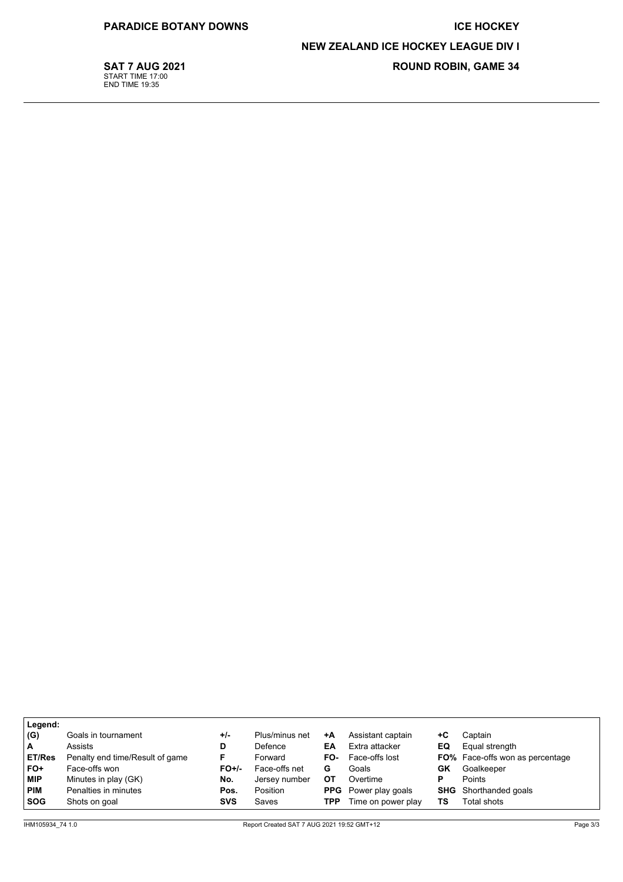**PARADICE BOTANY DOWNS**

**ICE HOCKEY**

**NEW ZEALAND ICE HOCKEY LEAGUE DIV I**

**SAT 7 AUG 2021**
START TIME 17:00
END TIME 19:35

**ROUND ROBIN, GAME 34**

**Legend:**

| | | | | | | | |
|---|---|---|---|---|---|---|---|
| **(G)** Goals in tournament | | **+/-** | Plus/minus net | **+A** | Assistant captain | **+C** | Captain |
| **A** | Assists | **D** | Defence | **EA** | Extra attacker | **EQ** | Equal strength |
| **ET/Res** | Penalty end time/Result of game | **F** | Forward | **FO-** | Face-offs lost | **FO%** | Face-offs won as percentage |
| **FO+** | Face-offs won | **FO+/-** | Face-offs net | **G** | Goals | **GK** | Goalkeeper |
| **MIP** | Minutes in play (GK) | **No.** | Jersey number | **OT** | Overtime | **P** | Points |
| **PIM** | Penalties in minutes | **Pos.** | Position | **PPG** | Power play goals | **SHG** | Shorthanded goals |
| **SOG** | Shots on goal | **SVS** | Saves | **TPP** | Time on power play | **TS** | Total shots |

IHM105934_74 1.0 Report Created SAT 7 AUG 2021 19:52 GMT+12